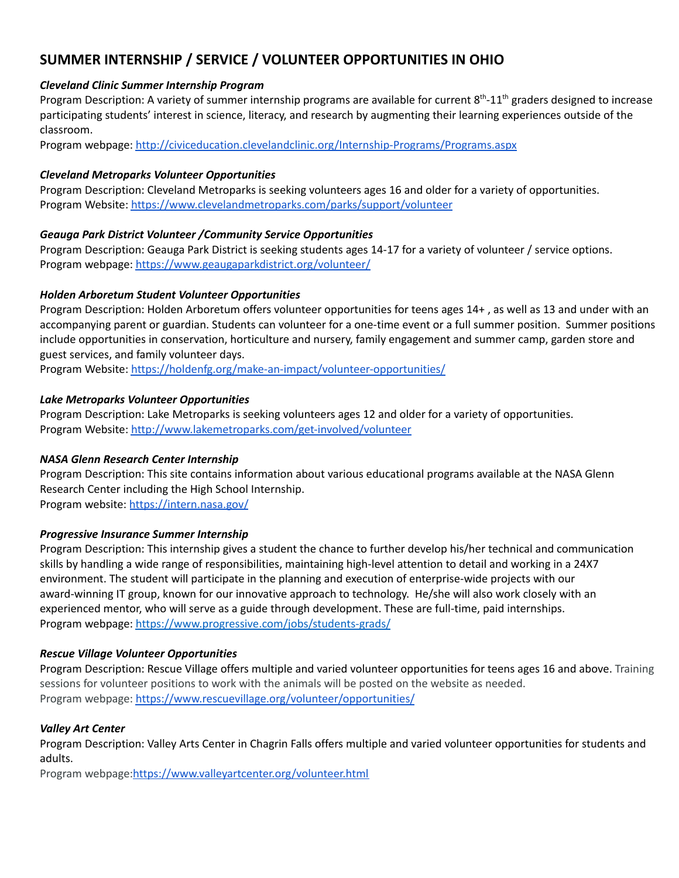# SUMMER INTERNSHIP / SERVICE / VOLUNTEER OPPORTUNITIES IN OHIO

***Cleveland Clinic Summer Internship Program***

Program Description: A variety of summer internship programs are available for current 8th-11th graders designed to increase participating students' interest in science, literacy, and research by augmenting their learning experiences outside of the classroom.

Program webpage: http://civiceducation.clevelandclinic.org/Internship-Programs/Programs.aspx

***Cleveland Metroparks Volunteer Opportunities***

Program Description: Cleveland Metroparks is seeking volunteers ages 16 and older for a variety of opportunities.

Program Website: https://www.clevelandmetroparks.com/parks/support/volunteer

***Geauga Park District Volunteer /Community Service Opportunities***

Program Description: Geauga Park District is seeking students ages 14-17 for a variety of volunteer / service options.

Program webpage: https://www.geaugaparkdistrict.org/volunteer/

***Holden Arboretum Student Volunteer Opportunities***

Program Description: Holden Arboretum offers volunteer opportunities for teens ages 14+ , as well as 13 and under with an accompanying parent or guardian. Students can volunteer for a one-time event or a full summer position. Summer positions include opportunities in conservation, horticulture and nursery, family engagement and summer camp, garden store and guest services, and family volunteer days.

Program Website: https://holdenfg.org/make-an-impact/volunteer-opportunities/

***Lake Metroparks Volunteer Opportunities***

Program Description: Lake Metroparks is seeking volunteers ages 12 and older for a variety of opportunities.

Program Website: http://www.lakemetroparks.com/get-involved/volunteer

***NASA Glenn Research Center Internship***

Program Description: This site contains information about various educational programs available at the NASA Glenn Research Center including the High School Internship.

Program website: https://intern.nasa.gov/

***Progressive Insurance Summer Internship***

Program Description: This internship gives a student the chance to further develop his/her technical and communication skills by handling a wide range of responsibilities, maintaining high-level attention to detail and working in a 24X7 environment. The student will participate in the planning and execution of enterprise-wide projects with our award-winning IT group, known for our innovative approach to technology. He/she will also work closely with an experienced mentor, who will serve as a guide through development. These are full-time, paid internships.

Program webpage: https://www.progressive.com/jobs/students-grads/

***Rescue Village Volunteer Opportunities***

Program Description: Rescue Village offers multiple and varied volunteer opportunities for teens ages 16 and above. Training sessions for volunteer positions to work with the animals will be posted on the website as needed.

Program webpage: https://www.rescuevillage.org/volunteer/opportunities/

***Valley Art Center***

Program Description: Valley Arts Center in Chagrin Falls offers multiple and varied volunteer opportunities for students and adults.

Program webpage:https://www.valleyartcenter.org/volunteer.html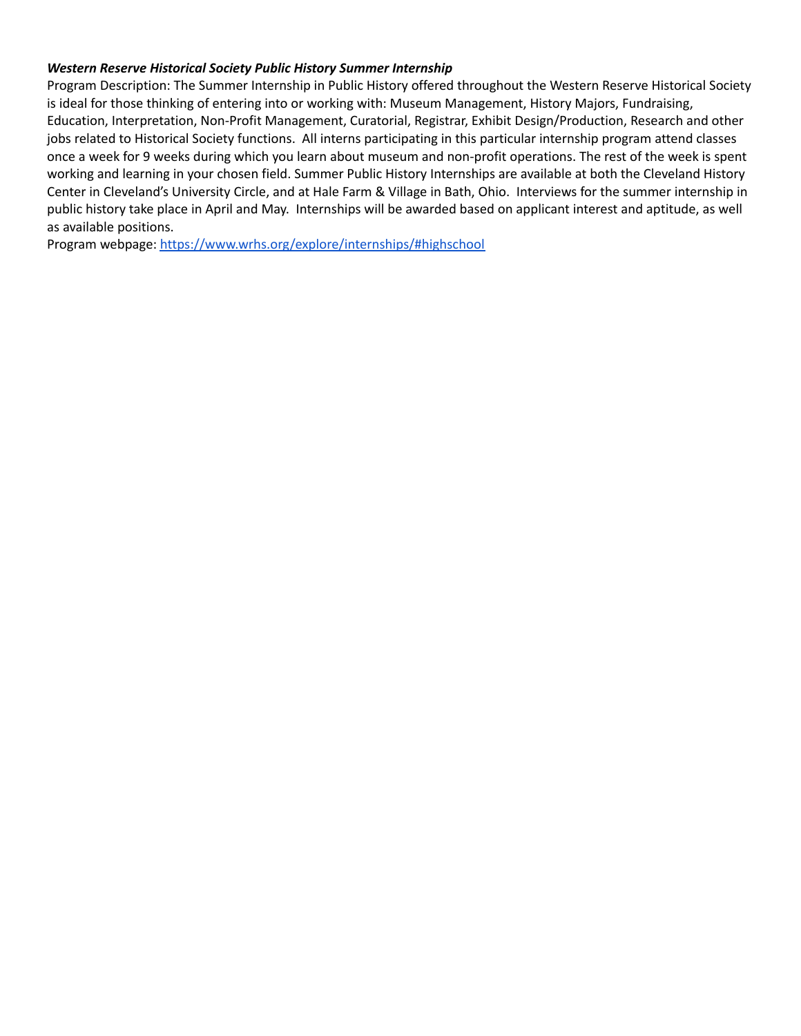***Western Reserve Historical Society Public History Summer Internship***

Program Description: The Summer Internship in Public History offered throughout the Western Reserve Historical Society is ideal for those thinking of entering into or working with: Museum Management, History Majors, Fundraising, Education, Interpretation, Non-Profit Management, Curatorial, Registrar, Exhibit Design/Production, Research and other jobs related to Historical Society functions. All interns participating in this particular internship program attend classes once a week for 9 weeks during which you learn about museum and non-profit operations. The rest of the week is spent working and learning in your chosen field. Summer Public History Internships are available at both the Cleveland History Center in Cleveland's University Circle, and at Hale Farm & Village in Bath, Ohio. Interviews for the summer internship in public history take place in April and May. Internships will be awarded based on applicant interest and aptitude, as well as available positions.

Program webpage: [https://www.wrhs.org/explore/internships/#highschool](https://www.wrhs.org/explore/internships/#highschool)